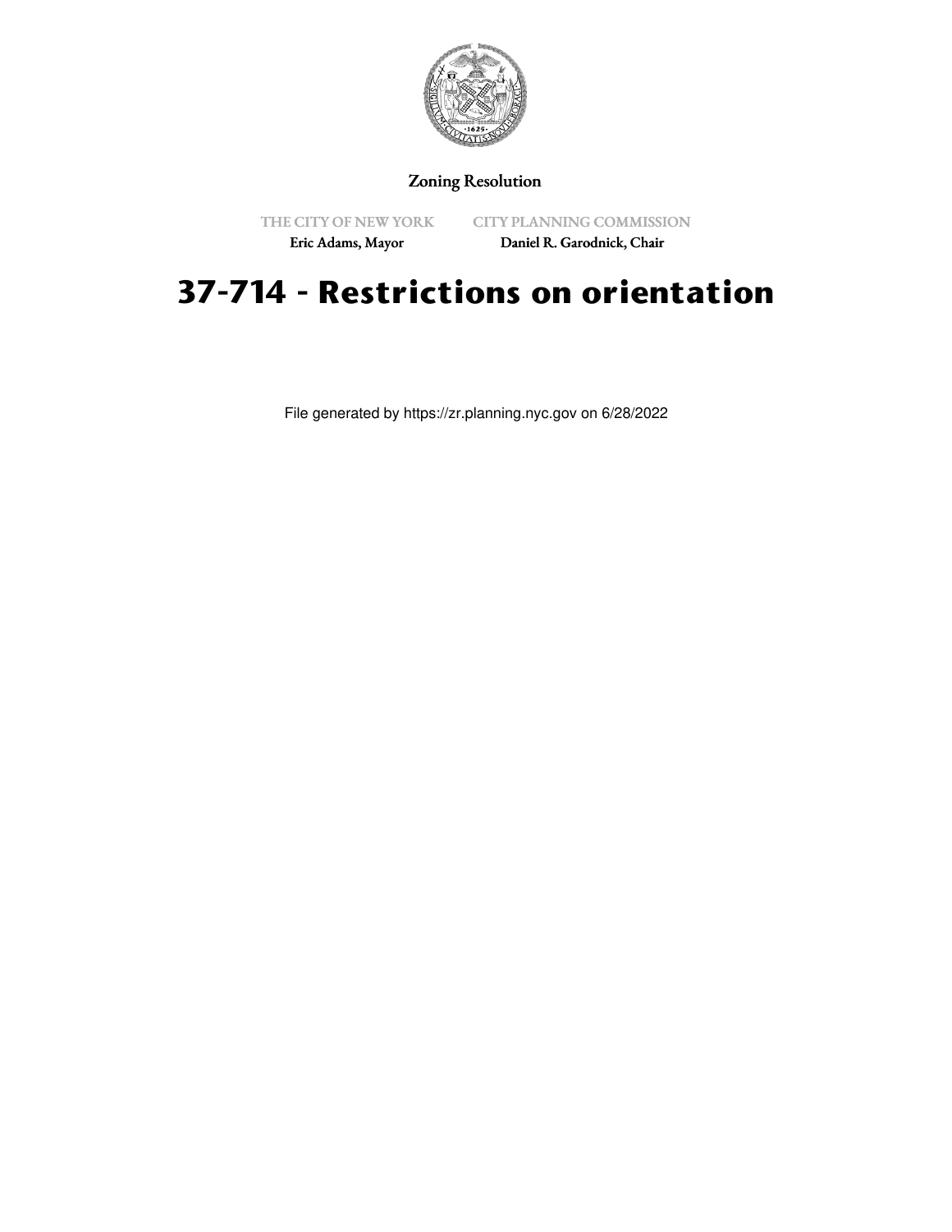Zoning Resolution

THE CITY OF NEW YORK
Eric Adams, Mayor

CITY PLANNING COMMISSION
Daniel R. Garodnick, Chair

# 37-714 - Restrictions on orientation

File generated by https://zr.planning.nyc.gov on 6/28/2022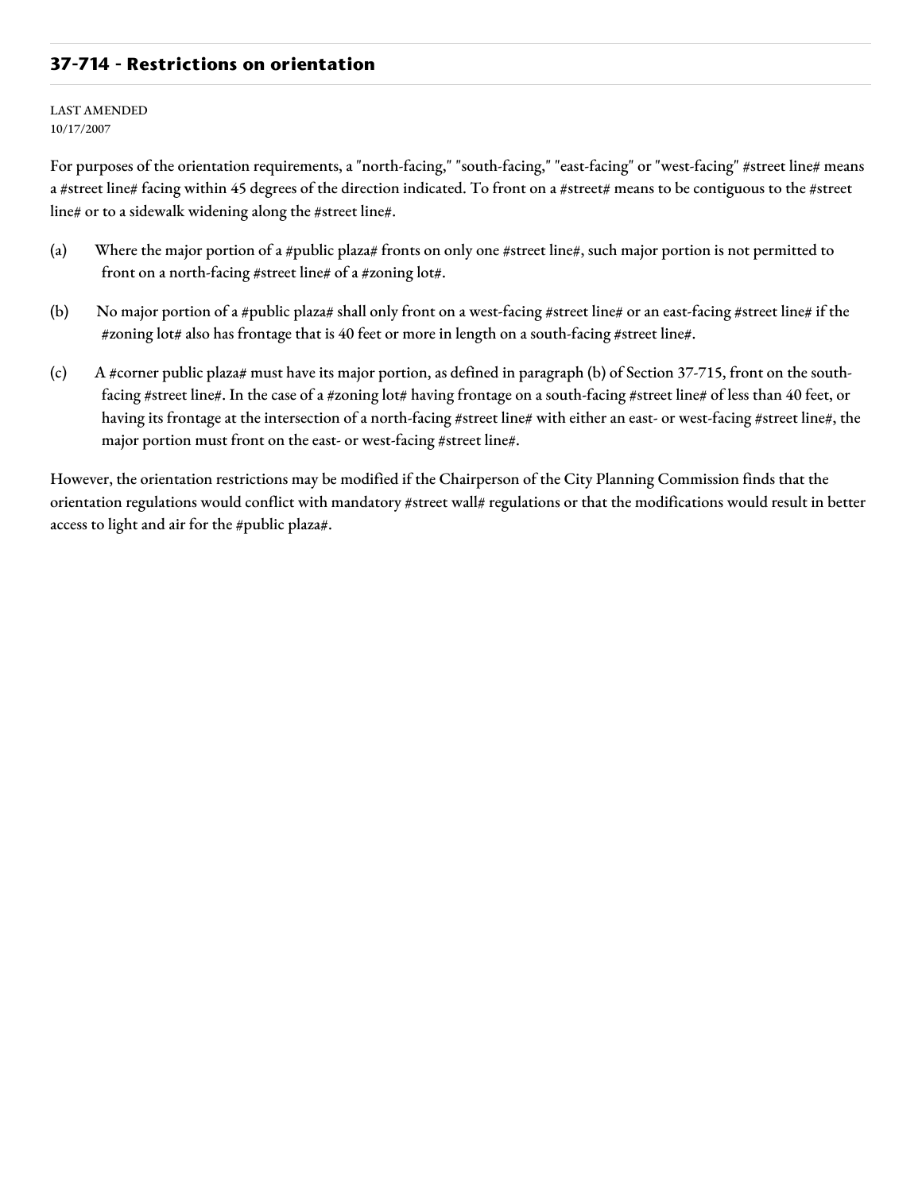## 37-714 - Restrictions on orientation

LAST AMENDED
10/17/2007

For purposes of the orientation requirements, a "north-facing," "south-facing," "east-facing" or "west-facing" #street line# means a #street line# facing within 45 degrees of the direction indicated. To front on a #street# means to be contiguous to the #street line# or to a sidewalk widening along the #street line#.

(a) Where the major portion of a #public plaza# fronts on only one #street line#, such major portion is not permitted to front on a north-facing #street line# of a #zoning lot#.

(b) No major portion of a #public plaza# shall only front on a west-facing #street line# or an east-facing #street line# if the #zoning lot# also has frontage that is 40 feet or more in length on a south-facing #street line#.

(c) A #corner public plaza# must have its major portion, as defined in paragraph (b) of Section 37-715, front on the south-facing #street line#. In the case of a #zoning lot# having frontage on a south-facing #street line# of less than 40 feet, or having its frontage at the intersection of a north-facing #street line# with either an east- or west-facing #street line#, the major portion must front on the east- or west-facing #street line#.

However, the orientation restrictions may be modified if the Chairperson of the City Planning Commission finds that the orientation regulations would conflict with mandatory #street wall# regulations or that the modifications would result in better access to light and air for the #public plaza#.